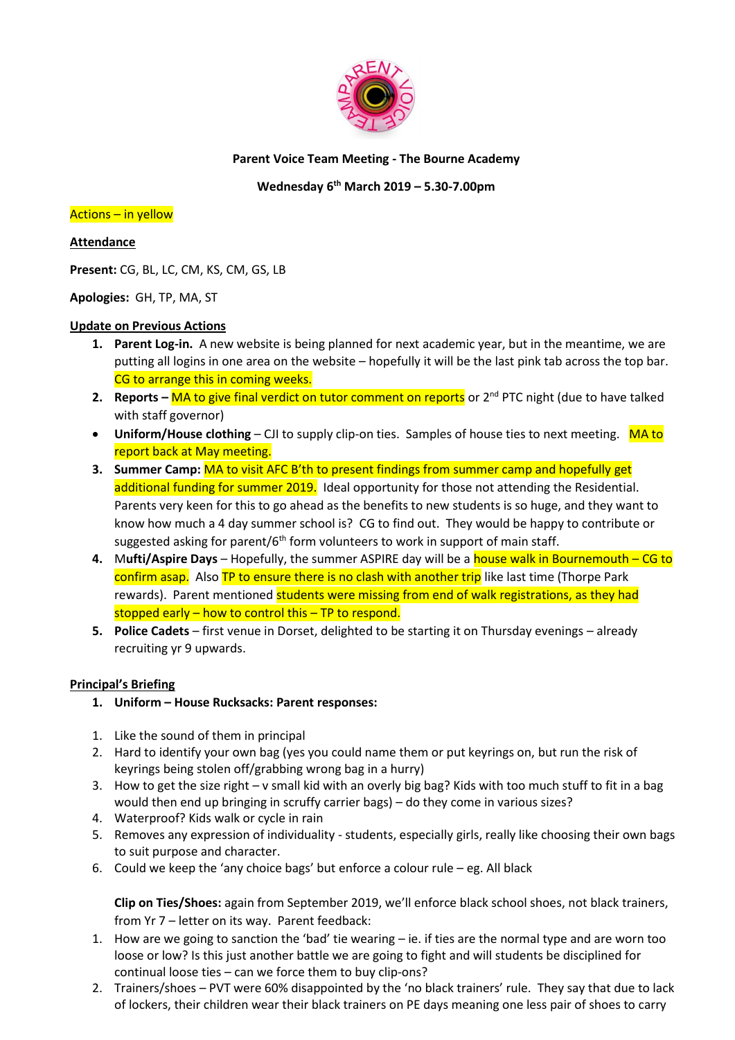**Parent Voice Team Meeting - The Bourne Academy**

**Wednesday 6th March 2019 – 5.30-7.00pm**

Actions – in yellow

**Attendance**

**Present:** CG, BL, LC, CM, KS, CM, GS, LB

**Apologies:** GH, TP, MA, ST

**Update on Previous Actions**

1. **Parent Log-in.** A new website is being planned for next academic year, but in the meantime, we are putting all logins in one area on the website – hopefully it will be the last pink tab across the top bar. CG to arrange this in coming weeks.
2. **Reports –** MA to give final verdict on tutor comment on reports or 2nd PTC night (due to have talked with staff governor)

- **Uniform/House clothing** – CJI to supply clip-on ties. Samples of house ties to next meeting. MA to report back at May meeting.

3. **Summer Camp:** MA to visit AFC B'th to present findings from summer camp and hopefully get additional funding for summer 2019. Ideal opportunity for those not attending the Residential. Parents very keen for this to go ahead as the benefits to new students is so huge, and they want to know how much a 4 day summer school is? CG to find out. They would be happy to contribute or suggested asking for parent/6th form volunteers to work in support of main staff.
4. **Mufti/Aspire Days** – Hopefully, the summer ASPIRE day will be a house walk in Bournemouth – CG to confirm asap. Also TP to ensure there is no clash with another trip like last time (Thorpe Park rewards). Parent mentioned students were missing from end of walk registrations, as they had stopped early – how to control this – TP to respond.
5. **Police Cadets** – first venue in Dorset, delighted to be starting it on Thursday evenings – already recruiting yr 9 upwards.

**Principal's Briefing**

1. **Uniform – House Rucksacks: Parent responses:**

1. Like the sound of them in principal
2. Hard to identify your own bag (yes you could name them or put keyrings on, but run the risk of keyrings being stolen off/grabbing wrong bag in a hurry)
3. How to get the size right – v small kid with an overly big bag? Kids with too much stuff to fit in a bag would then end up bringing in scruffy carrier bags) – do they come in various sizes?
4. Waterproof? Kids walk or cycle in rain
5. Removes any expression of individuality - students, especially girls, really like choosing their own bags to suit purpose and character.
6. Could we keep the 'any choice bags' but enforce a colour rule – eg. All black

**Clip on Ties/Shoes:** again from September 2019, we'll enforce black school shoes, not black trainers, from Yr 7 – letter on its way. Parent feedback:

1. How are we going to sanction the 'bad' tie wearing – ie. if ties are the normal type and are worn too loose or low? Is this just another battle we are going to fight and will students be disciplined for continual loose ties – can we force them to buy clip-ons?
2. Trainers/shoes – PVT were 60% disappointed by the 'no black trainers' rule. They say that due to lack of lockers, their children wear their black trainers on PE days meaning one less pair of shoes to carry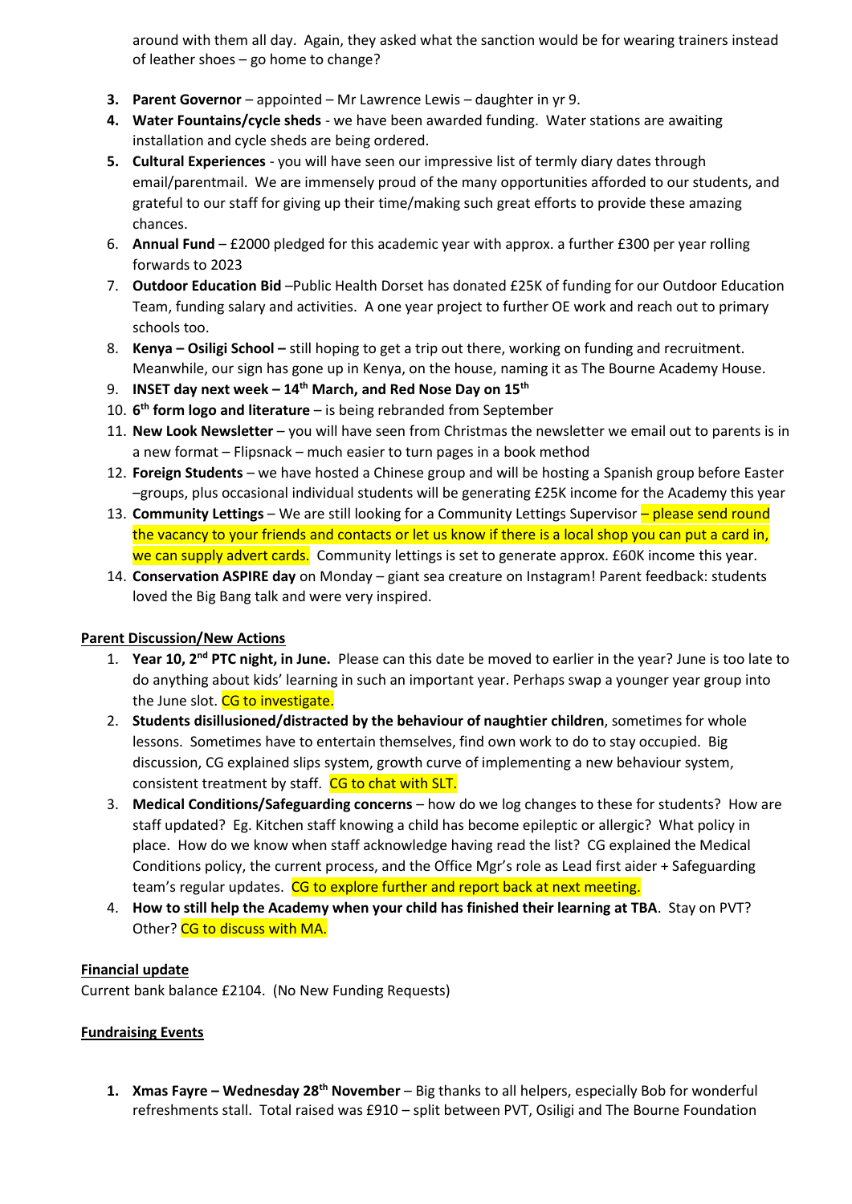around with them all day. Again, they asked what the sanction would be for wearing trainers instead of leather shoes – go home to change?

3. **Parent Governor** – appointed – Mr Lawrence Lewis – daughter in yr 9.
4. **Water Fountains/cycle sheds** - we have been awarded funding. Water stations are awaiting installation and cycle sheds are being ordered.
5. **Cultural Experiences** - you will have seen our impressive list of termly diary dates through email/parentmail. We are immensely proud of the many opportunities afforded to our students, and grateful to our staff for giving up their time/making such great efforts to provide these amazing chances.
6. **Annual Fund** – £2000 pledged for this academic year with approx. a further £300 per year rolling forwards to 2023
7. **Outdoor Education Bid** –Public Health Dorset has donated £25K of funding for our Outdoor Education Team, funding salary and activities. A one year project to further OE work and reach out to primary schools too.
8. **Kenya – Osiligi School –** still hoping to get a trip out there, working on funding and recruitment. Meanwhile, our sign has gone up in Kenya, on the house, naming it as The Bourne Academy House.
9. **INSET day next week – 14th March, and Red Nose Day on 15th**
10. **6th form logo and literature** – is being rebranded from September
11. **New Look Newsletter** – you will have seen from Christmas the newsletter we email out to parents is in a new format – Flipsnack – much easier to turn pages in a book method
12. **Foreign Students** – we have hosted a Chinese group and will be hosting a Spanish group before Easter –groups, plus occasional individual students will be generating £25K income for the Academy this year
13. **Community Lettings** – We are still looking for a Community Lettings Supervisor – please send round the vacancy to your friends and contacts or let us know if there is a local shop you can put a card in, we can supply advert cards. Community lettings is set to generate approx. £60K income this year.
14. **Conservation ASPIRE day** on Monday – giant sea creature on Instagram! Parent feedback: students loved the Big Bang talk and were very inspired.

## Parent Discussion/New Actions

1. **Year 10, 2nd PTC night, in June.** Please can this date be moved to earlier in the year? June is too late to do anything about kids' learning in such an important year. Perhaps swap a younger year group into the June slot. CG to investigate.
2. **Students disillusioned/distracted by the behaviour of naughtier children**, sometimes for whole lessons. Sometimes have to entertain themselves, find own work to do to stay occupied. Big discussion, CG explained slips system, growth curve of implementing a new behaviour system, consistent treatment by staff. CG to chat with SLT.
3. **Medical Conditions/Safeguarding concerns** – how do we log changes to these for students? How are staff updated? Eg. Kitchen staff knowing a child has become epileptic or allergic? What policy in place. How do we know when staff acknowledge having read the list? CG explained the Medical Conditions policy, the current process, and the Office Mgr's role as Lead first aider + Safeguarding team's regular updates. CG to explore further and report back at next meeting.
4. **How to still help the Academy when your child has finished their learning at TBA**. Stay on PVT? Other? CG to discuss with MA.

## Financial update

Current bank balance £2104. (No New Funding Requests)

## Fundraising Events

1. **Xmas Fayre – Wednesday 28th November** – Big thanks to all helpers, especially Bob for wonderful refreshments stall. Total raised was £910 – split between PVT, Osiligi and The Bourne Foundation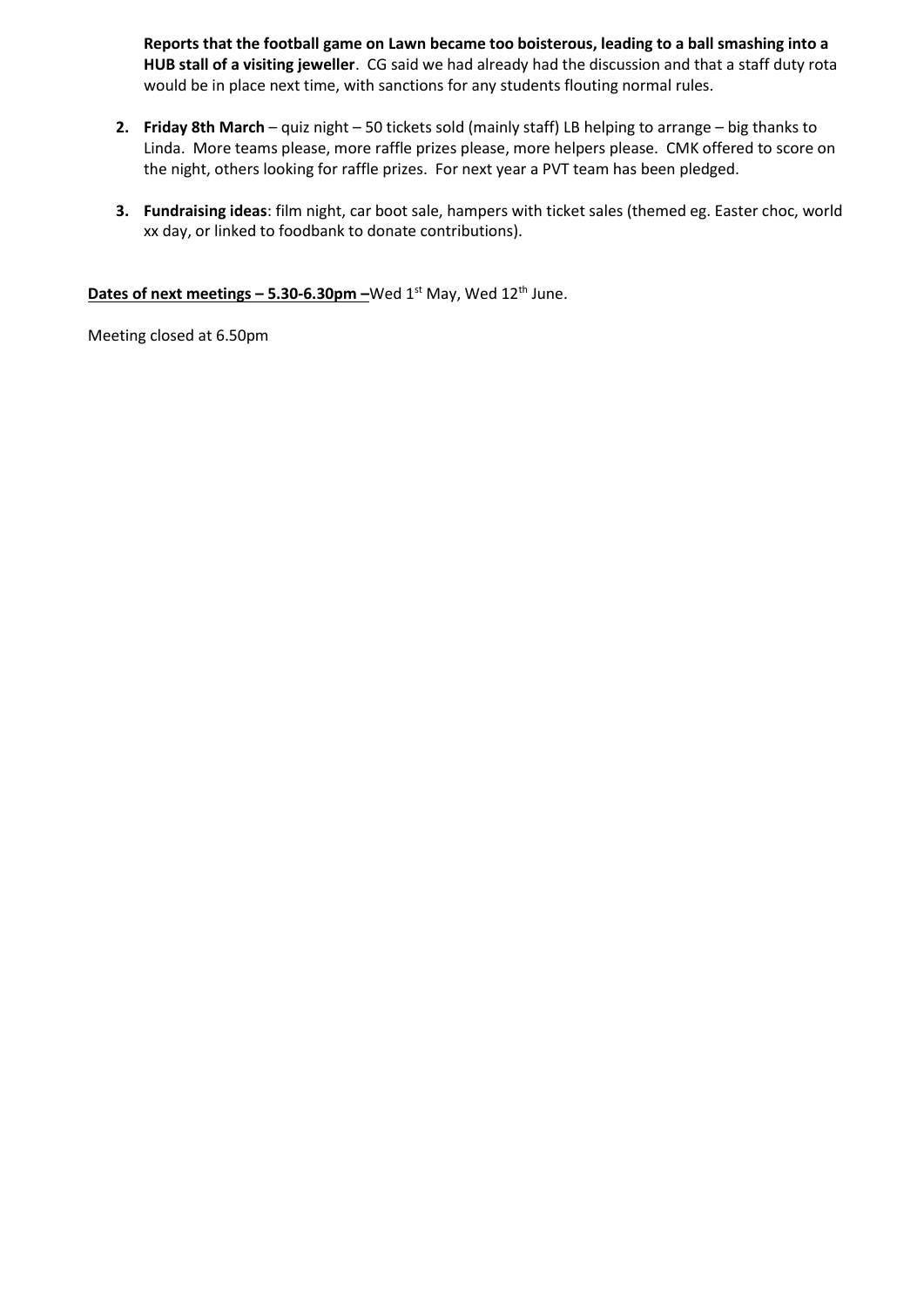**Reports that the football game on Lawn became too boisterous, leading to a ball smashing into a HUB stall of a visiting jeweller**. CG said we had already had the discussion and that a staff duty rota would be in place next time, with sanctions for any students flouting normal rules.

2. **Friday 8th March** – quiz night – 50 tickets sold (mainly staff) LB helping to arrange – big thanks to Linda. More teams please, more raffle prizes please, more helpers please. CMK offered to score on the night, others looking for raffle prizes. For next year a PVT team has been pledged.

3. **Fundraising ideas**: film night, car boot sale, hampers with ticket sales (themed eg. Easter choc, world xx day, or linked to foodbank to donate contributions).

**Dates of next meetings – 5.30-6.30pm –** Wed 1st May, Wed 12th June.

Meeting closed at 6.50pm